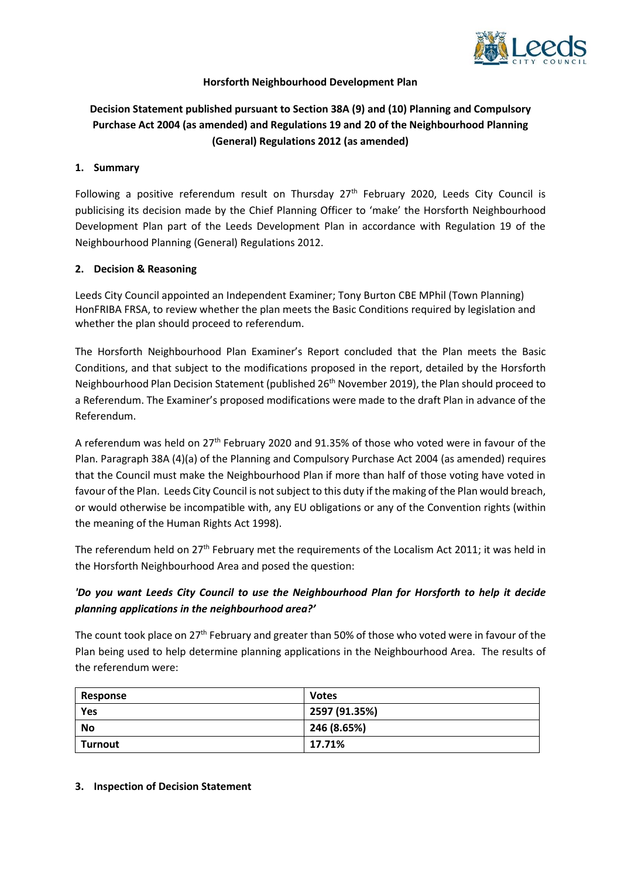**Horsforth Neighbourhood Development Plan**

**Decision Statement published pursuant to Section 38A (9) and (10) Planning and Compulsory Purchase Act 2004 (as amended) and Regulations 19 and 20 of the Neighbourhood Planning (General) Regulations 2012 (as amended)**

## 1. Summary

Following a positive referendum result on Thursday 27th February 2020, Leeds City Council is publicising its decision made by the Chief Planning Officer to 'make' the Horsforth Neighbourhood Development Plan part of the Leeds Development Plan in accordance with Regulation 19 of the Neighbourhood Planning (General) Regulations 2012.

## 2. Decision & Reasoning

Leeds City Council appointed an Independent Examiner; Tony Burton CBE MPhil (Town Planning) HonFRIBA FRSA, to review whether the plan meets the Basic Conditions required by legislation and whether the plan should proceed to referendum.

The Horsforth Neighbourhood Plan Examiner's Report concluded that the Plan meets the Basic Conditions, and that subject to the modifications proposed in the report, detailed by the Horsforth Neighbourhood Plan Decision Statement (published 26th November 2019), the Plan should proceed to a Referendum. The Examiner's proposed modifications were made to the draft Plan in advance of the Referendum.

A referendum was held on 27th February 2020 and 91.35% of those who voted were in favour of the Plan. Paragraph 38A (4)(a) of the Planning and Compulsory Purchase Act 2004 (as amended) requires that the Council must make the Neighbourhood Plan if more than half of those voting have voted in favour of the Plan. Leeds City Council is not subject to this duty if the making of the Plan would breach, or would otherwise be incompatible with, any EU obligations or any of the Convention rights (within the meaning of the Human Rights Act 1998).

The referendum held on 27th February met the requirements of the Localism Act 2011; it was held in the Horsforth Neighbourhood Area and posed the question:

***'Do you want Leeds City Council to use the Neighbourhood Plan for Horsforth to help it decide planning applications in the neighbourhood area?'***

The count took place on 27th February and greater than 50% of those who voted were in favour of the Plan being used to help determine planning applications in the Neighbourhood Area. The results of the referendum were:

| Response | Votes |
|---|---|
| **Yes** | **2597 (91.35%)** |
| **No** | **246 (8.65%)** |
| **Turnout** | **17.71%** |

## 3. Inspection of Decision Statement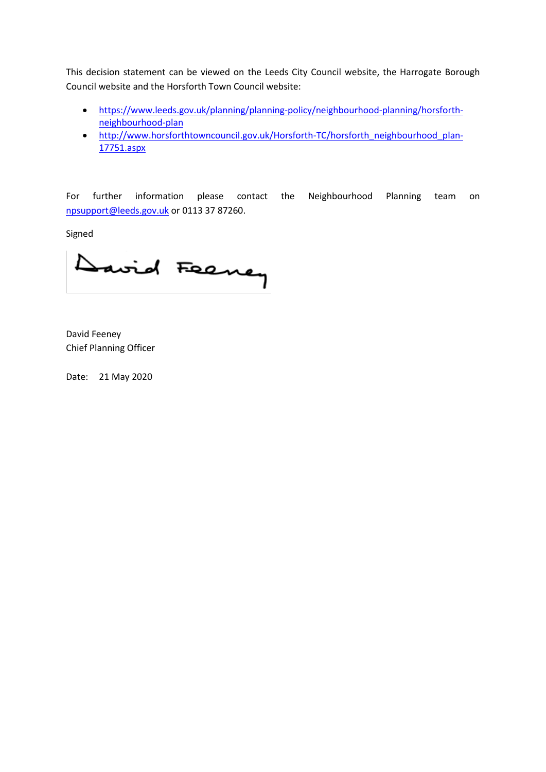This decision statement can be viewed on the Leeds City Council website, the Harrogate Borough Council website and the Horsforth Town Council website:

- https://www.leeds.gov.uk/planning/planning-policy/neighbourhood-planning/horsforth-neighbourhood-plan
- http://www.horsforthtowncouncil.gov.uk/Horsforth-TC/horsforth_neighbourhood_plan-17751.aspx

For further information please contact the Neighbourhood Planning team on npsupport@leeds.gov.uk or 0113 37 87260.

Signed

David Feeney

David Feeney
Chief Planning Officer

Date: 21 May 2020